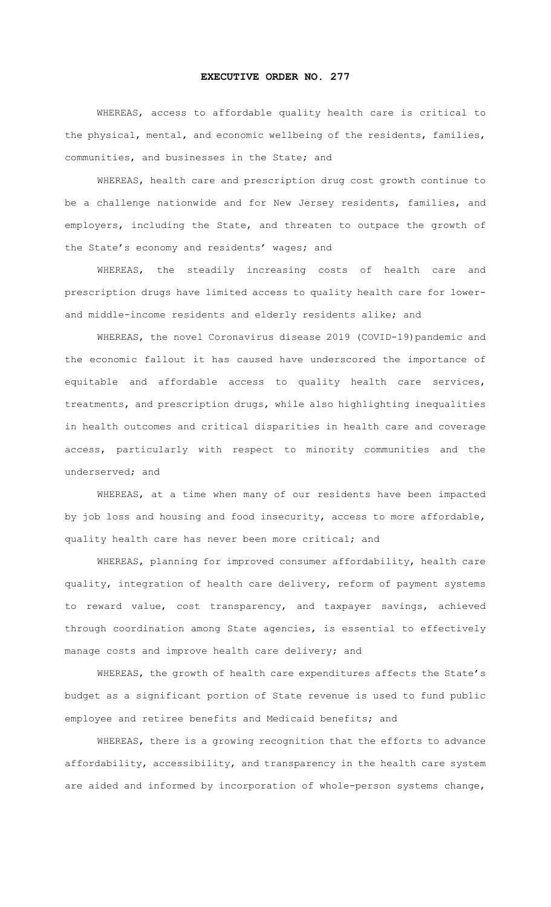# EXECUTIVE ORDER NO. 277

WHEREAS, access to affordable quality health care is critical to the physical, mental, and economic wellbeing of the residents, families, communities, and businesses in the State; and

WHEREAS, health care and prescription drug cost growth continue to be a challenge nationwide and for New Jersey residents, families, and employers, including the State, and threaten to outpace the growth of the State's economy and residents' wages; and

WHEREAS, the steadily increasing costs of health care and prescription drugs have limited access to quality health care for lower- and middle-income residents and elderly residents alike; and

WHEREAS, the novel Coronavirus disease 2019 (COVID-19)pandemic and the economic fallout it has caused have underscored the importance of equitable and affordable access to quality health care services, treatments, and prescription drugs, while also highlighting inequalities in health outcomes and critical disparities in health care and coverage access, particularly with respect to minority communities and the underserved; and

WHEREAS, at a time when many of our residents have been impacted by job loss and housing and food insecurity, access to more affordable, quality health care has never been more critical; and

WHEREAS, planning for improved consumer affordability, health care quality, integration of health care delivery, reform of payment systems to reward value, cost transparency, and taxpayer savings, achieved through coordination among State agencies, is essential to effectively manage costs and improve health care delivery; and

WHEREAS, the growth of health care expenditures affects the State's budget as a significant portion of State revenue is used to fund public employee and retiree benefits and Medicaid benefits; and

WHEREAS, there is a growing recognition that the efforts to advance affordability, accessibility, and transparency in the health care system are aided and informed by incorporation of whole-person systems change,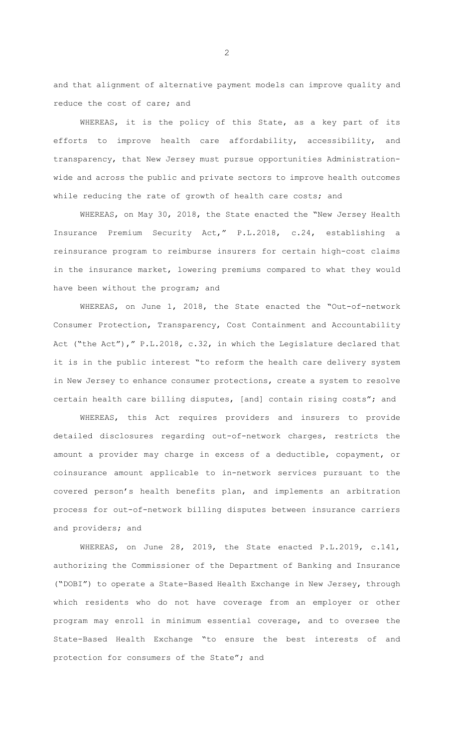and that alignment of alternative payment models can improve quality and reduce the cost of care; and

WHEREAS, it is the policy of this State, as a key part of its efforts to improve health care affordability, accessibility, and transparency, that New Jersey must pursue opportunities Administration-wide and across the public and private sectors to improve health outcomes while reducing the rate of growth of health care costs; and

WHEREAS, on May 30, 2018, the State enacted the "New Jersey Health Insurance Premium Security Act," P.L.2018, c.24, establishing a reinsurance program to reimburse insurers for certain high-cost claims in the insurance market, lowering premiums compared to what they would have been without the program; and

WHEREAS, on June 1, 2018, the State enacted the "Out-of-network Consumer Protection, Transparency, Cost Containment and Accountability Act ("the Act")," P.L.2018, c.32, in which the Legislature declared that it is in the public interest "to reform the health care delivery system in New Jersey to enhance consumer protections, create a system to resolve certain health care billing disputes, [and] contain rising costs"; and

WHEREAS, this Act requires providers and insurers to provide detailed disclosures regarding out-of-network charges, restricts the amount a provider may charge in excess of a deductible, copayment, or coinsurance amount applicable to in-network services pursuant to the covered person's health benefits plan, and implements an arbitration process for out-of-network billing disputes between insurance carriers and providers; and

WHEREAS, on June 28, 2019, the State enacted P.L.2019, c.141, authorizing the Commissioner of the Department of Banking and Insurance ("DOBI") to operate a State-Based Health Exchange in New Jersey, through which residents who do not have coverage from an employer or other program may enroll in minimum essential coverage, and to oversee the State-Based Health Exchange "to ensure the best interests of and protection for consumers of the State"; and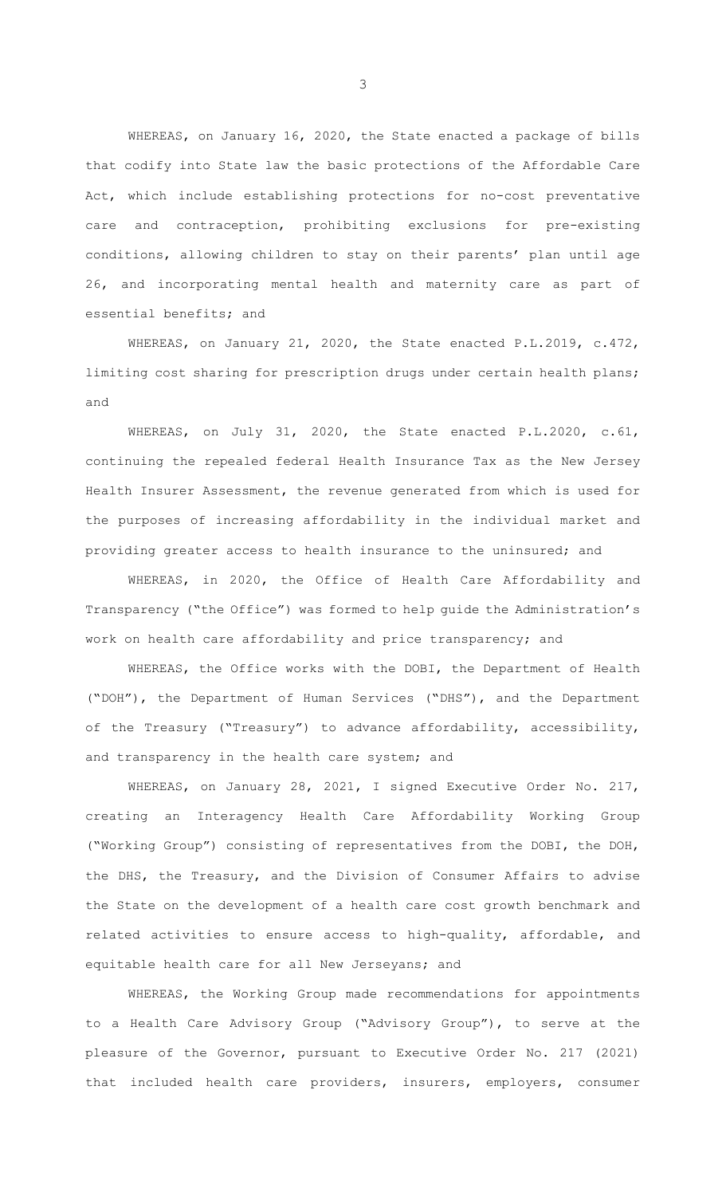WHEREAS, on January 16, 2020, the State enacted a package of bills that codify into State law the basic protections of the Affordable Care Act, which include establishing protections for no-cost preventative care and contraception, prohibiting exclusions for pre-existing conditions, allowing children to stay on their parents' plan until age 26, and incorporating mental health and maternity care as part of essential benefits; and

WHEREAS, on January 21, 2020, the State enacted P.L.2019, c.472, limiting cost sharing for prescription drugs under certain health plans; and

WHEREAS, on July 31, 2020, the State enacted P.L.2020, c.61, continuing the repealed federal Health Insurance Tax as the New Jersey Health Insurer Assessment, the revenue generated from which is used for the purposes of increasing affordability in the individual market and providing greater access to health insurance to the uninsured; and

WHEREAS, in 2020, the Office of Health Care Affordability and Transparency ("the Office") was formed to help guide the Administration's work on health care affordability and price transparency; and

WHEREAS, the Office works with the DOBI, the Department of Health ("DOH"), the Department of Human Services ("DHS"), and the Department of the Treasury ("Treasury") to advance affordability, accessibility, and transparency in the health care system; and

WHEREAS, on January 28, 2021, I signed Executive Order No. 217, creating an Interagency Health Care Affordability Working Group ("Working Group") consisting of representatives from the DOBI, the DOH, the DHS, the Treasury, and the Division of Consumer Affairs to advise the State on the development of a health care cost growth benchmark and related activities to ensure access to high-quality, affordable, and equitable health care for all New Jerseyans; and

WHEREAS, the Working Group made recommendations for appointments to a Health Care Advisory Group ("Advisory Group"), to serve at the pleasure of the Governor, pursuant to Executive Order No. 217 (2021) that included health care providers, insurers, employers, consumer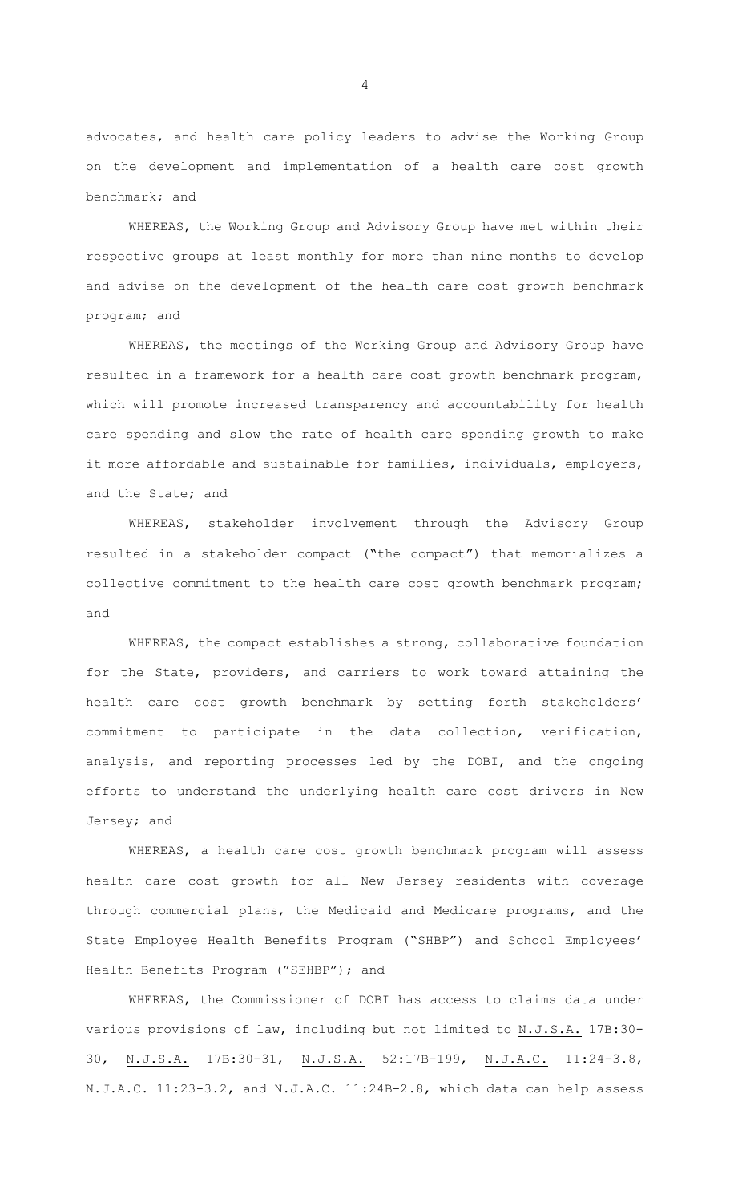advocates, and health care policy leaders to advise the Working Group on the development and implementation of a health care cost growth benchmark; and

WHEREAS, the Working Group and Advisory Group have met within their respective groups at least monthly for more than nine months to develop and advise on the development of the health care cost growth benchmark program; and

WHEREAS, the meetings of the Working Group and Advisory Group have resulted in a framework for a health care cost growth benchmark program, which will promote increased transparency and accountability for health care spending and slow the rate of health care spending growth to make it more affordable and sustainable for families, individuals, employers, and the State; and

WHEREAS, stakeholder involvement through the Advisory Group resulted in a stakeholder compact ("the compact") that memorializes a collective commitment to the health care cost growth benchmark program; and

WHEREAS, the compact establishes a strong, collaborative foundation for the State, providers, and carriers to work toward attaining the health care cost growth benchmark by setting forth stakeholders' commitment to participate in the data collection, verification, analysis, and reporting processes led by the DOBI, and the ongoing efforts to understand the underlying health care cost drivers in New Jersey; and

WHEREAS, a health care cost growth benchmark program will assess health care cost growth for all New Jersey residents with coverage through commercial plans, the Medicaid and Medicare programs, and the State Employee Health Benefits Program ("SHBP") and School Employees' Health Benefits Program ("SEHBP"); and

WHEREAS, the Commissioner of DOBI has access to claims data under various provisions of law, including but not limited to N.J.S.A. 17B:30-30, N.J.S.A. 17B:30-31, N.J.S.A. 52:17B-199, N.J.A.C. 11:24-3.8, N.J.A.C. 11:23-3.2, and N.J.A.C. 11:24B-2.8, which data can help assess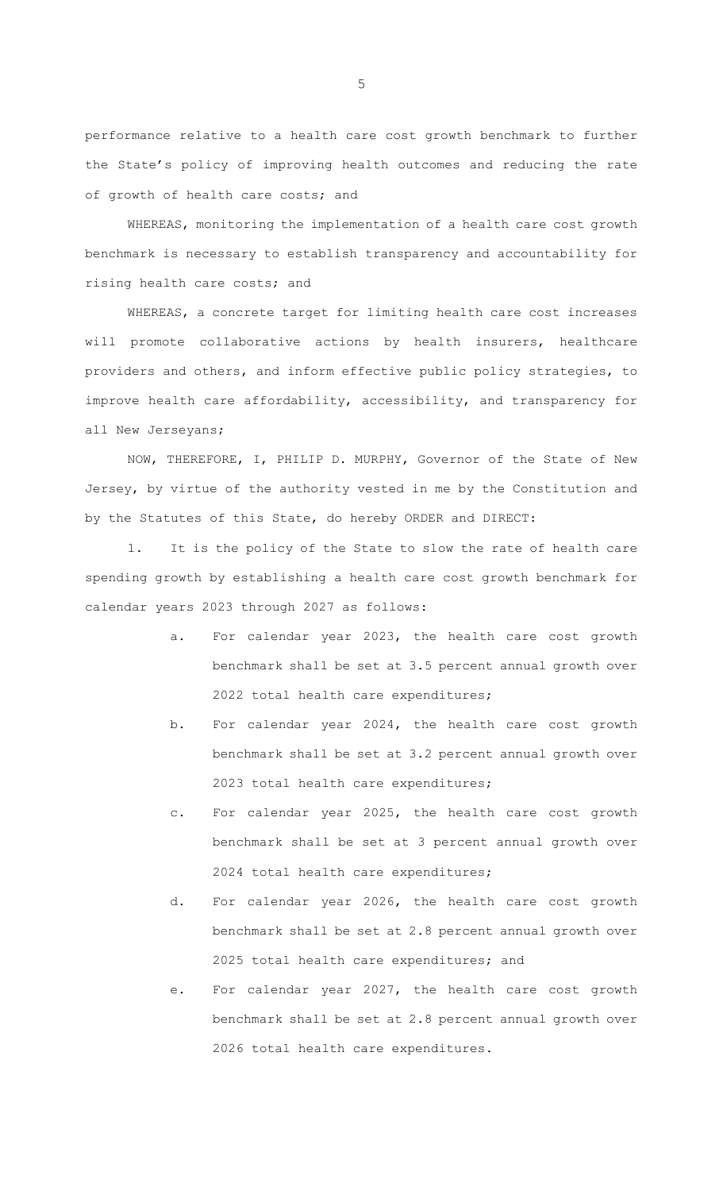performance relative to a health care cost growth benchmark to further the State's policy of improving health outcomes and reducing the rate of growth of health care costs; and

WHEREAS, monitoring the implementation of a health care cost growth benchmark is necessary to establish transparency and accountability for rising health care costs; and

WHEREAS, a concrete target for limiting health care cost increases will promote collaborative actions by health insurers, healthcare providers and others, and inform effective public policy strategies, to improve health care affordability, accessibility, and transparency for all New Jerseyans;

NOW, THEREFORE, I, PHILIP D. MURPHY, Governor of the State of New Jersey, by virtue of the authority vested in me by the Constitution and by the Statutes of this State, do hereby ORDER and DIRECT:

1. It is the policy of the State to slow the rate of health care spending growth by establishing a health care cost growth benchmark for calendar years 2023 through 2027 as follows:

   a. For calendar year 2023, the health care cost growth benchmark shall be set at 3.5 percent annual growth over 2022 total health care expenditures;

   b. For calendar year 2024, the health care cost growth benchmark shall be set at 3.2 percent annual growth over 2023 total health care expenditures;

   c. For calendar year 2025, the health care cost growth benchmark shall be set at 3 percent annual growth over 2024 total health care expenditures;

   d. For calendar year 2026, the health care cost growth benchmark shall be set at 2.8 percent annual growth over 2025 total health care expenditures; and

   e. For calendar year 2027, the health care cost growth benchmark shall be set at 2.8 percent annual growth over 2026 total health care expenditures.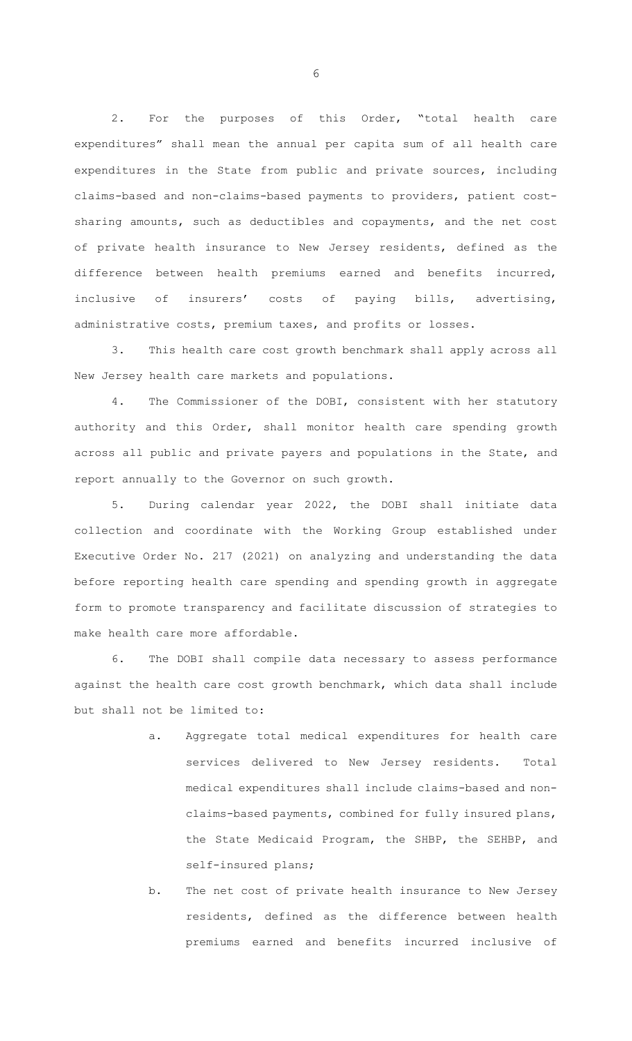2. For the purposes of this Order, "total health care expenditures" shall mean the annual per capita sum of all health care expenditures in the State from public and private sources, including claims-based and non-claims-based payments to providers, patient cost-sharing amounts, such as deductibles and copayments, and the net cost of private health insurance to New Jersey residents, defined as the difference between health premiums earned and benefits incurred, inclusive of insurers' costs of paying bills, advertising, administrative costs, premium taxes, and profits or losses.

3. This health care cost growth benchmark shall apply across all New Jersey health care markets and populations.

4. The Commissioner of the DOBI, consistent with her statutory authority and this Order, shall monitor health care spending growth across all public and private payers and populations in the State, and report annually to the Governor on such growth.

5. During calendar year 2022, the DOBI shall initiate data collection and coordinate with the Working Group established under Executive Order No. 217 (2021) on analyzing and understanding the data before reporting health care spending and spending growth in aggregate form to promote transparency and facilitate discussion of strategies to make health care more affordable.

6. The DOBI shall compile data necessary to assess performance against the health care cost growth benchmark, which data shall include but shall not be limited to:

   a. Aggregate total medical expenditures for health care services delivered to New Jersey residents. Total medical expenditures shall include claims-based and non-claims-based payments, combined for fully insured plans, the State Medicaid Program, the SHBP, the SEHBP, and self-insured plans;

   b. The net cost of private health insurance to New Jersey residents, defined as the difference between health premiums earned and benefits incurred inclusive of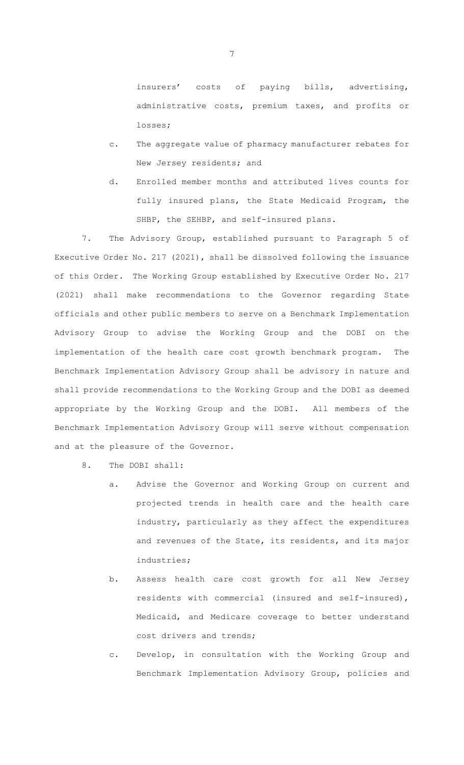insurers' costs of paying bills, advertising, administrative costs, premium taxes, and profits or losses;

c. The aggregate value of pharmacy manufacturer rebates for New Jersey residents; and

d. Enrolled member months and attributed lives counts for fully insured plans, the State Medicaid Program, the SHBP, the SEHBP, and self-insured plans.

7. The Advisory Group, established pursuant to Paragraph 5 of Executive Order No. 217 (2021), shall be dissolved following the issuance of this Order. The Working Group established by Executive Order No. 217 (2021) shall make recommendations to the Governor regarding State officials and other public members to serve on a Benchmark Implementation Advisory Group to advise the Working Group and the DOBI on the implementation of the health care cost growth benchmark program. The Benchmark Implementation Advisory Group shall be advisory in nature and shall provide recommendations to the Working Group and the DOBI as deemed appropriate by the Working Group and the DOBI. All members of the Benchmark Implementation Advisory Group will serve without compensation and at the pleasure of the Governor.

8. The DOBI shall:

a. Advise the Governor and Working Group on current and projected trends in health care and the health care industry, particularly as they affect the expenditures and revenues of the State, its residents, and its major industries;

b. Assess health care cost growth for all New Jersey residents with commercial (insured and self-insured), Medicaid, and Medicare coverage to better understand cost drivers and trends;

c. Develop, in consultation with the Working Group and Benchmark Implementation Advisory Group, policies and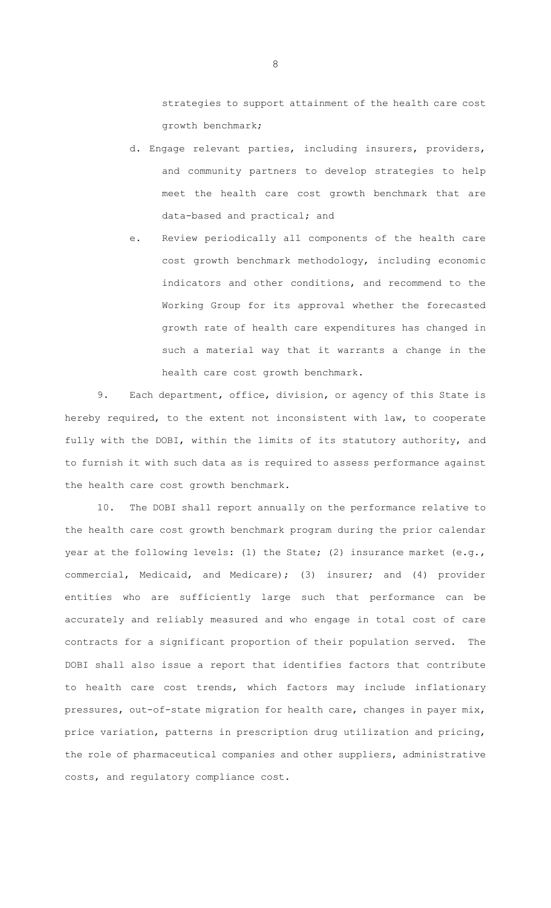strategies to support attainment of the health care cost growth benchmark;

d. Engage relevant parties, including insurers, providers, and community partners to develop strategies to help meet the health care cost growth benchmark that are data-based and practical; and

e. Review periodically all components of the health care cost growth benchmark methodology, including economic indicators and other conditions, and recommend to the Working Group for its approval whether the forecasted growth rate of health care expenditures has changed in such a material way that it warrants a change in the health care cost growth benchmark.

9. Each department, office, division, or agency of this State is hereby required, to the extent not inconsistent with law, to cooperate fully with the DOBI, within the limits of its statutory authority, and to furnish it with such data as is required to assess performance against the health care cost growth benchmark.

10. The DOBI shall report annually on the performance relative to the health care cost growth benchmark program during the prior calendar year at the following levels: (1) the State; (2) insurance market (e.g., commercial, Medicaid, and Medicare); (3) insurer; and (4) provider entities who are sufficiently large such that performance can be accurately and reliably measured and who engage in total cost of care contracts for a significant proportion of their population served. The DOBI shall also issue a report that identifies factors that contribute to health care cost trends, which factors may include inflationary pressures, out-of-state migration for health care, changes in payer mix, price variation, patterns in prescription drug utilization and pricing, the role of pharmaceutical companies and other suppliers, administrative costs, and regulatory compliance cost.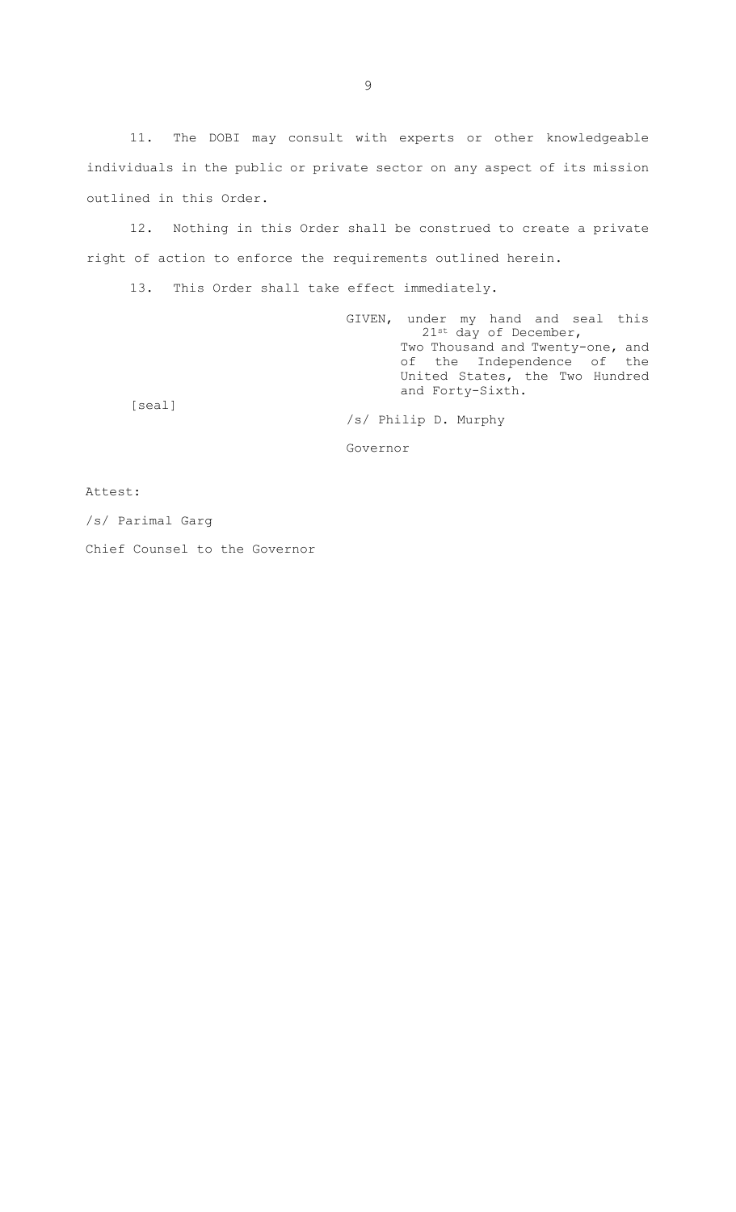11. The DOBI may consult with experts or other knowledgeable individuals in the public or private sector on any aspect of its mission outlined in this Order.

12. Nothing in this Order shall be construed to create a private right of action to enforce the requirements outlined herein.

13. This Order shall take effect immediately.

GIVEN, under my hand and seal this 21st day of December, Two Thousand and Twenty-one, and of the Independence of the United States, the Two Hundred and Forty-Sixth.

[seal]

/s/ Philip D. Murphy

Governor

Attest:

/s/ Parimal Garg

Chief Counsel to the Governor